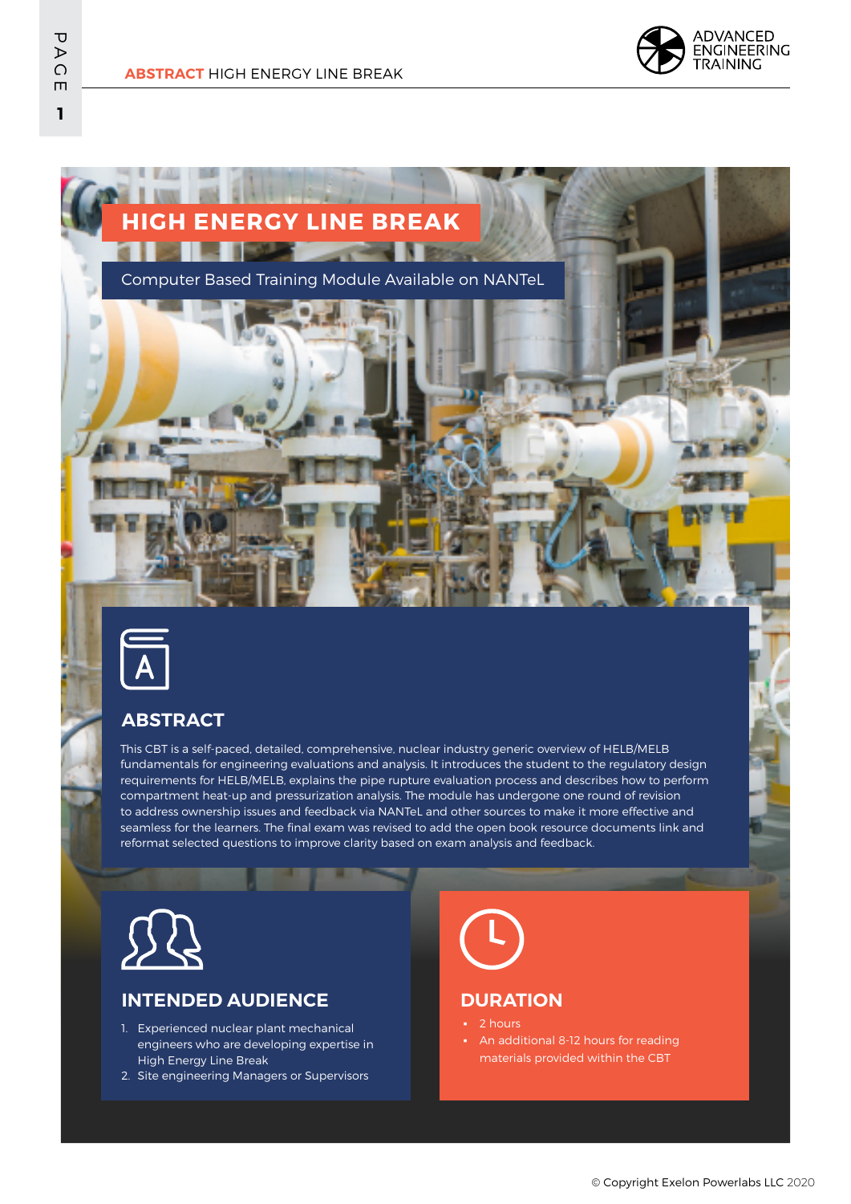# HIGH ENERGY LINE BREAK

Computer Based Training Module Available on NANTeL

## ABSTRACT

This CBT is a self-paced, detailed, comprehensive, nuclear industry generic overview of HELB/MELB fundamentals for engineering evaluations and analysis. It introduces the student to the regulatory design requirements for HELB/MELB, explains the pipe rupture evaluation process and describes how to perform compartment heat-up and pressurization analysis. The module has undergone one round of revision to address ownership issues and feedback via NANTeL and other sources to make it more effective and seamless for the learners. The final exam was revised to add the open book resource documents link and reformat selected questions to improve clarity based on exam analysis and feedback.

## INTENDED AUDIENCE

1. Experienced nuclear plant mechanical engineers who are developing expertise in High Energy Line Break
2. Site engineering Managers or Supervisors

## DURATION

- 2 hours
- An additional 8-12 hours for reading materials provided within the CBT

© Copyright Exelon Powerlabs LLC 2020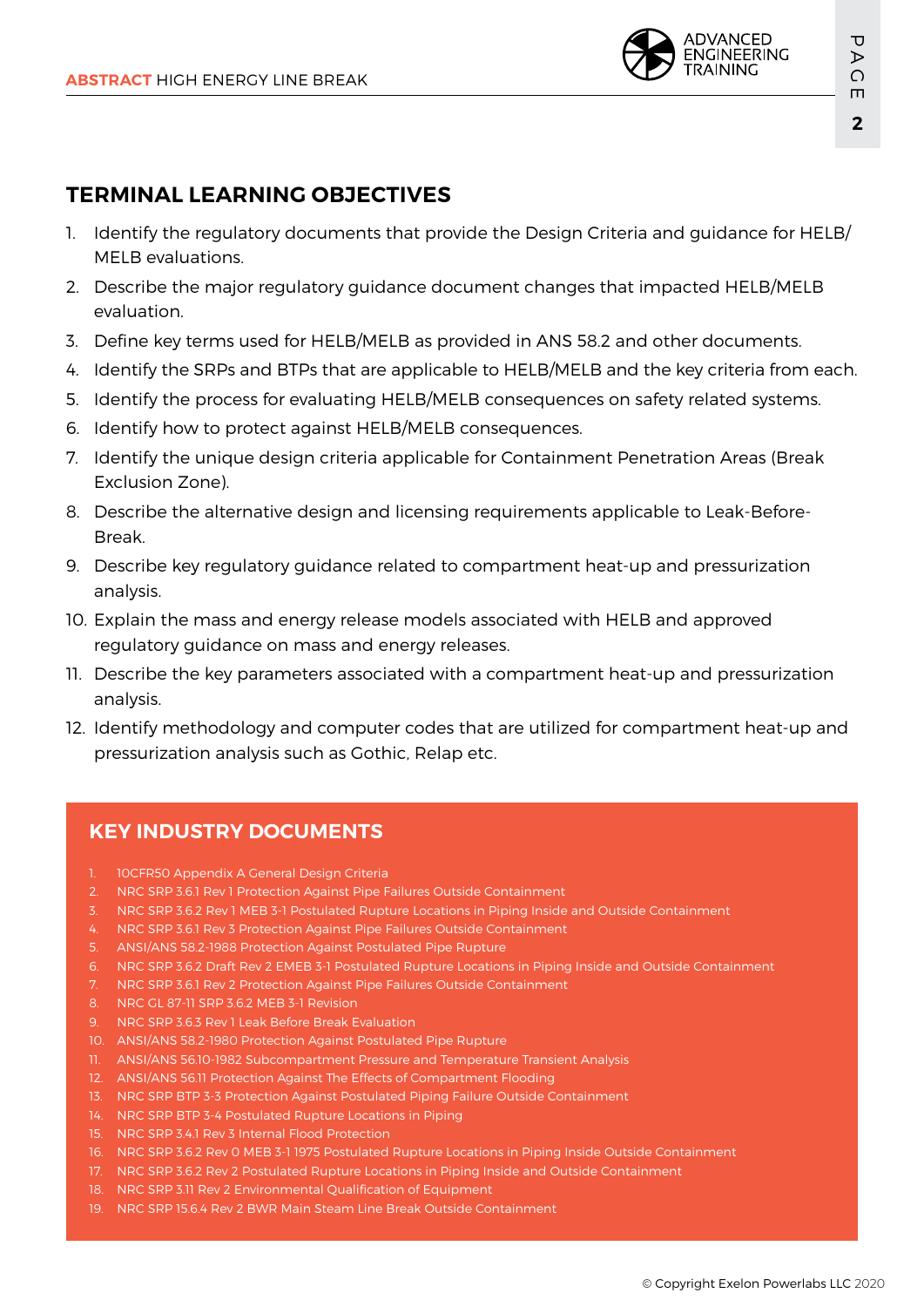## TERMINAL LEARNING OBJECTIVES

1. Identify the regulatory documents that provide the Design Criteria and guidance for HELB/MELB evaluations.
2. Describe the major regulatory guidance document changes that impacted HELB/MELB evaluation.
3. Define key terms used for HELB/MELB as provided in ANS 58.2 and other documents.
4. Identify the SRPs and BTPs that are applicable to HELB/MELB and the key criteria from each.
5. Identify the process for evaluating HELB/MELB consequences on safety related systems.
6. Identify how to protect against HELB/MELB consequences.
7. Identify the unique design criteria applicable for Containment Penetration Areas (Break Exclusion Zone).
8. Describe the alternative design and licensing requirements applicable to Leak-Before-Break.
9. Describe key regulatory guidance related to compartment heat-up and pressurization analysis.
10. Explain the mass and energy release models associated with HELB and approved regulatory guidance on mass and energy releases.
11. Describe the key parameters associated with a compartment heat-up and pressurization analysis.
12. Identify methodology and computer codes that are utilized for compartment heat-up and pressurization analysis such as Gothic, Relap etc.

## KEY INDUSTRY DOCUMENTS

1. 10CFR50 Appendix A General Design Criteria
2. NRC SRP 3.6.1 Rev 1 Protection Against Pipe Failures Outside Containment
3. NRC SRP 3.6.2 Rev 1 MEB 3-1 Postulated Rupture Locations in Piping Inside and Outside Containment
4. NRC SRP 3.6.1 Rev 3 Protection Against Pipe Failures Outside Containment
5. ANSI/ANS 58.2-1988 Protection Against Postulated Pipe Rupture
6. NRC SRP 3.6.2 Draft Rev 2 EMEB 3-1 Postulated Rupture Locations in Piping Inside and Outside Containment
7. NRC SRP 3.6.1 Rev 2 Protection Against Pipe Failures Outside Containment
8. NRC GL 87-11 SRP 3.6.2 MEB 3-1 Revision
9. NRC SRP 3.6.3 Rev 1 Leak Before Break Evaluation
10. ANSI/ANS 58.2-1980 Protection Against Postulated Pipe Rupture
11. ANSI/ANS 56.10-1982 Subcompartment Pressure and Temperature Transient Analysis
12. ANSI/ANS 56.11 Protection Against The Effects of Compartment Flooding
13. NRC SRP BTP 3-3 Protection Against Postulated Piping Failure Outside Containment
14. NRC SRP BTP 3-4 Postulated Rupture Locations in Piping
15. NRC SRP 3.4.1 Rev 3 Internal Flood Protection
16. NRC SRP 3.6.2 Rev 0 MEB 3-1 1975 Postulated Rupture Locations in Piping Inside Outside Containment
17. NRC SRP 3.6.2 Rev 2 Postulated Rupture Locations in Piping Inside and Outside Containment
18. NRC SRP 3.11 Rev 2 Environmental Qualification of Equipment
19. NRC SRP 15.6.4 Rev 2 BWR Main Steam Line Break Outside Containment